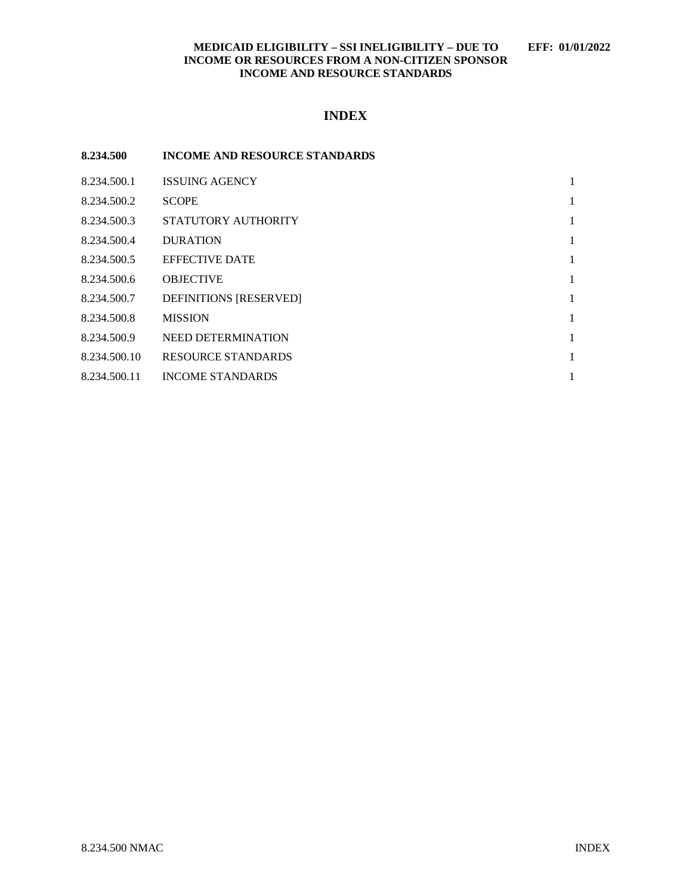**MEDICAID ELIGIBILITY – SSI INELIGIBILITY – DUE TO INCOME OR RESOURCES FROM A NON-CITIZEN SPONSOR INCOME AND RESOURCE STANDARDS** **EFF: 01/01/2022**

# INDEX

| **8.234.500** | **INCOME AND RESOURCE STANDARDS** | |
|---|---|---|
| 8.234.500.1 | ISSUING AGENCY | 1 |
| 8.234.500.2 | SCOPE | 1 |
| 8.234.500.3 | STATUTORY AUTHORITY | 1 |
| 8.234.500.4 | DURATION | 1 |
| 8.234.500.5 | EFFECTIVE DATE | 1 |
| 8.234.500.6 | OBJECTIVE | 1 |
| 8.234.500.7 | DEFINITIONS [RESERVED] | 1 |
| 8.234.500.8 | MISSION | 1 |
| 8.234.500.9 | NEED DETERMINATION | 1 |
| 8.234.500.10 | RESOURCE STANDARDS | 1 |
| 8.234.500.11 | INCOME STANDARDS | 1 |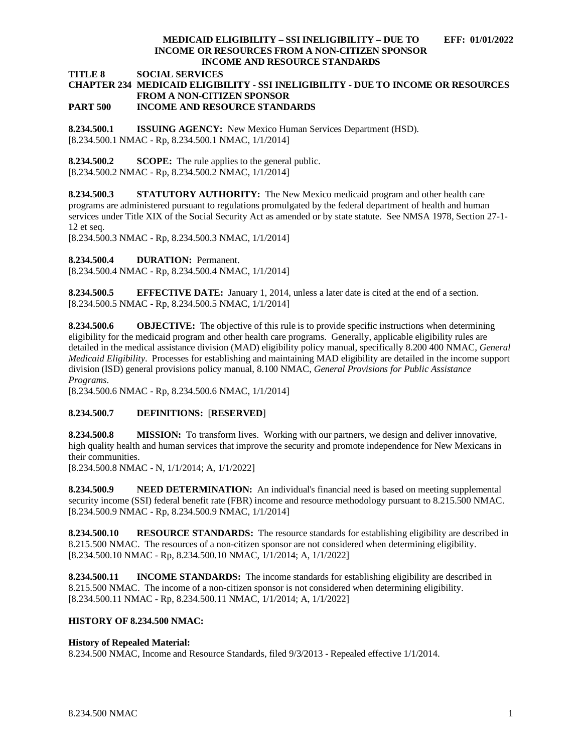**TITLE 8 SOCIAL SERVICES**
**CHAPTER 234 MEDICAID ELIGIBILITY - SSI INELIGIBILITY - DUE TO INCOME OR RESOURCES FROM A NON-CITIZEN SPONSOR**
**PART 500 INCOME AND RESOURCE STANDARDS**

**8.234.500.1 ISSUING AGENCY:** New Mexico Human Services Department (HSD).
[8.234.500.1 NMAC - Rp, 8.234.500.1 NMAC, 1/1/2014]

**8.234.500.2 SCOPE:** The rule applies to the general public.
[8.234.500.2 NMAC - Rp, 8.234.500.2 NMAC, 1/1/2014]

**8.234.500.3 STATUTORY AUTHORITY:** The New Mexico medicaid program and other health care programs are administered pursuant to regulations promulgated by the federal department of health and human services under Title XIX of the Social Security Act as amended or by state statute. See NMSA 1978, Section 27-1-12 et seq.
[8.234.500.3 NMAC - Rp, 8.234.500.3 NMAC, 1/1/2014]

**8.234.500.4 DURATION:** Permanent.
[8.234.500.4 NMAC - Rp, 8.234.500.4 NMAC, 1/1/2014]

**8.234.500.5 EFFECTIVE DATE:** January 1, 2014, unless a later date is cited at the end of a section.
[8.234.500.5 NMAC - Rp, 8.234.500.5 NMAC, 1/1/2014]

**8.234.500.6 OBJECTIVE:** The objective of this rule is to provide specific instructions when determining eligibility for the medicaid program and other health care programs. Generally, applicable eligibility rules are detailed in the medical assistance division (MAD) eligibility policy manual, specifically 8.200 400 NMAC, *General Medicaid Eligibility*. Processes for establishing and maintaining MAD eligibility are detailed in the income support division (ISD) general provisions policy manual, 8.100 NMAC, *General Provisions for Public Assistance Programs*.
[8.234.500.6 NMAC - Rp, 8.234.500.6 NMAC, 1/1/2014]

**8.234.500.7 DEFINITIONS:** [**RESERVED**]

**8.234.500.8 MISSION:** To transform lives. Working with our partners, we design and deliver innovative, high quality health and human services that improve the security and promote independence for New Mexicans in their communities.
[8.234.500.8 NMAC - N, 1/1/2014; A, 1/1/2022]

**8.234.500.9 NEED DETERMINATION:** An individual's financial need is based on meeting supplemental security income (SSI) federal benefit rate (FBR) income and resource methodology pursuant to 8.215.500 NMAC.
[8.234.500.9 NMAC - Rp, 8.234.500.9 NMAC, 1/1/2014]

**8.234.500.10 RESOURCE STANDARDS:** The resource standards for establishing eligibility are described in 8.215.500 NMAC. The resources of a non-citizen sponsor are not considered when determining eligibility.
[8.234.500.10 NMAC - Rp, 8.234.500.10 NMAC, 1/1/2014; A, 1/1/2022]

**8.234.500.11 INCOME STANDARDS:** The income standards for establishing eligibility are described in 8.215.500 NMAC. The income of a non-citizen sponsor is not considered when determining eligibility.
[8.234.500.11 NMAC - Rp, 8.234.500.11 NMAC, 1/1/2014; A, 1/1/2022]

**HISTORY OF 8.234.500 NMAC:**

**History of Repealed Material:**
8.234.500 NMAC, Income and Resource Standards, filed 9/3/2013 - Repealed effective 1/1/2014.